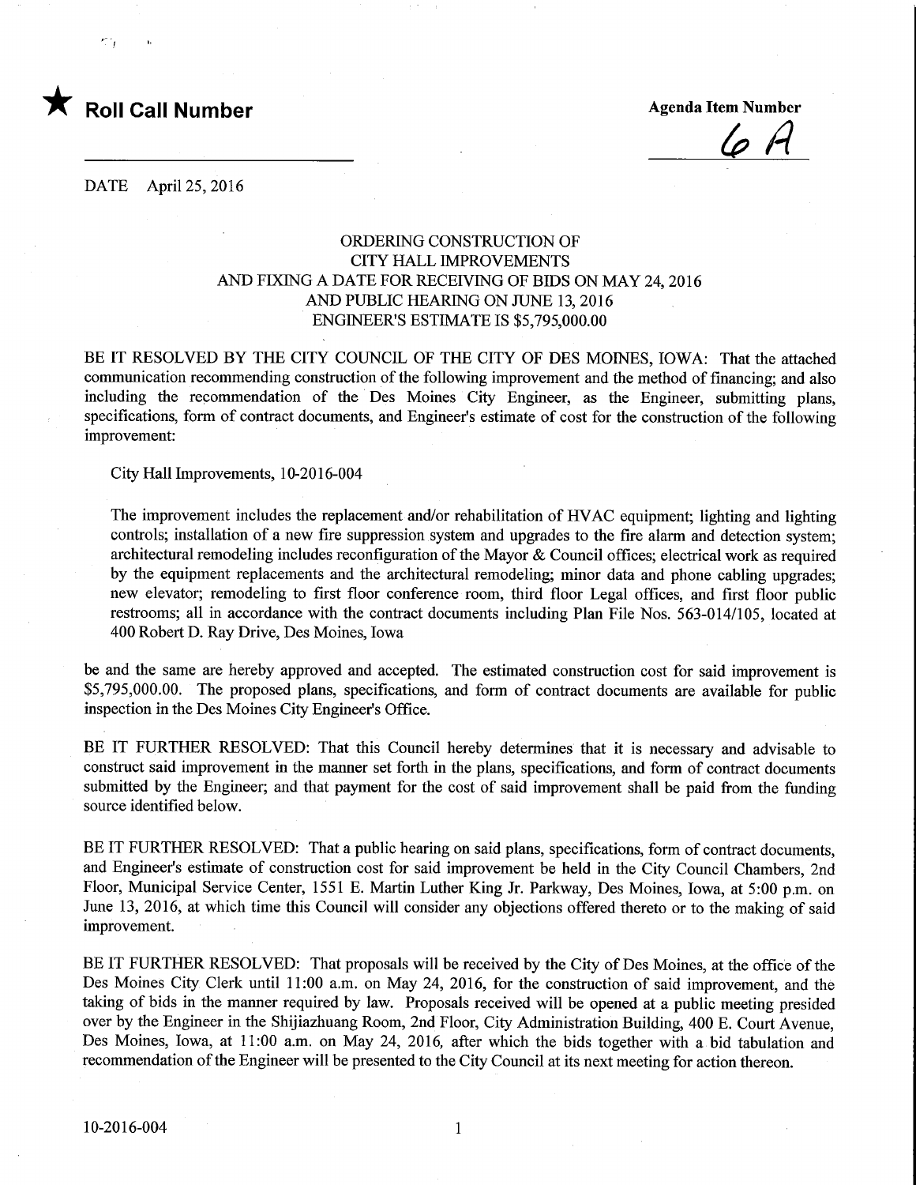★ **Roll Call Number**

**Agenda Item Number**

6A

DATE April 25, 2016

ORDERING CONSTRUCTION OF
CITY HALL IMPROVEMENTS
AND FIXING A DATE FOR RECEIVING OF BIDS ON MAY 24, 2016
AND PUBLIC HEARING ON JUNE 13, 2016
ENGINEER'S ESTIMATE IS $5,795,000.00

BE IT RESOLVED BY THE CITY COUNCIL OF THE CITY OF DES MOINES, IOWA: That the attached communication recommending construction of the following improvement and the method of financing; and also including the recommendation of the Des Moines City Engineer, as the Engineer, submitting plans, specifications, form of contract documents, and Engineer's estimate of cost for the construction of the following improvement:

City Hall Improvements, 10-2016-004

The improvement includes the replacement and/or rehabilitation of HVAC equipment; lighting and lighting controls; installation of a new fire suppression system and upgrades to the fire alarm and detection system; architectural remodeling includes reconfiguration of the Mayor & Council offices; electrical work as required by the equipment replacements and the architectural remodeling; minor data and phone cabling upgrades; new elevator; remodeling to first floor conference room, third floor Legal offices, and first floor public restrooms; all in accordance with the contract documents including Plan File Nos. 563-014/105, located at 400 Robert D. Ray Drive, Des Moines, Iowa

be and the same are hereby approved and accepted. The estimated construction cost for said improvement is $5,795,000.00. The proposed plans, specifications, and form of contract documents are available for public inspection in the Des Moines City Engineer's Office.

BE IT FURTHER RESOLVED: That this Council hereby determines that it is necessary and advisable to construct said improvement in the manner set forth in the plans, specifications, and form of contract documents submitted by the Engineer; and that payment for the cost of said improvement shall be paid from the funding source identified below.

BE IT FURTHER RESOLVED: That a public hearing on said plans, specifications, form of contract documents, and Engineer's estimate of construction cost for said improvement be held in the City Council Chambers, 2nd Floor, Municipal Service Center, 1551 E. Martin Luther King Jr. Parkway, Des Moines, Iowa, at 5:00 p.m. on June 13, 2016, at which time this Council will consider any objections offered thereto or to the making of said improvement.

BE IT FURTHER RESOLVED: That proposals will be received by the City of Des Moines, at the office of the Des Moines City Clerk until 11:00 a.m. on May 24, 2016, for the construction of said improvement, and the taking of bids in the manner required by law. Proposals received will be opened at a public meeting presided over by the Engineer in the Shijiazhuang Room, 2nd Floor, City Administration Building, 400 E. Court Avenue, Des Moines, Iowa, at 11:00 a.m. on May 24, 2016, after which the bids together with a bid tabulation and recommendation of the Engineer will be presented to the City Council at its next meeting for action thereon.

10-2016-004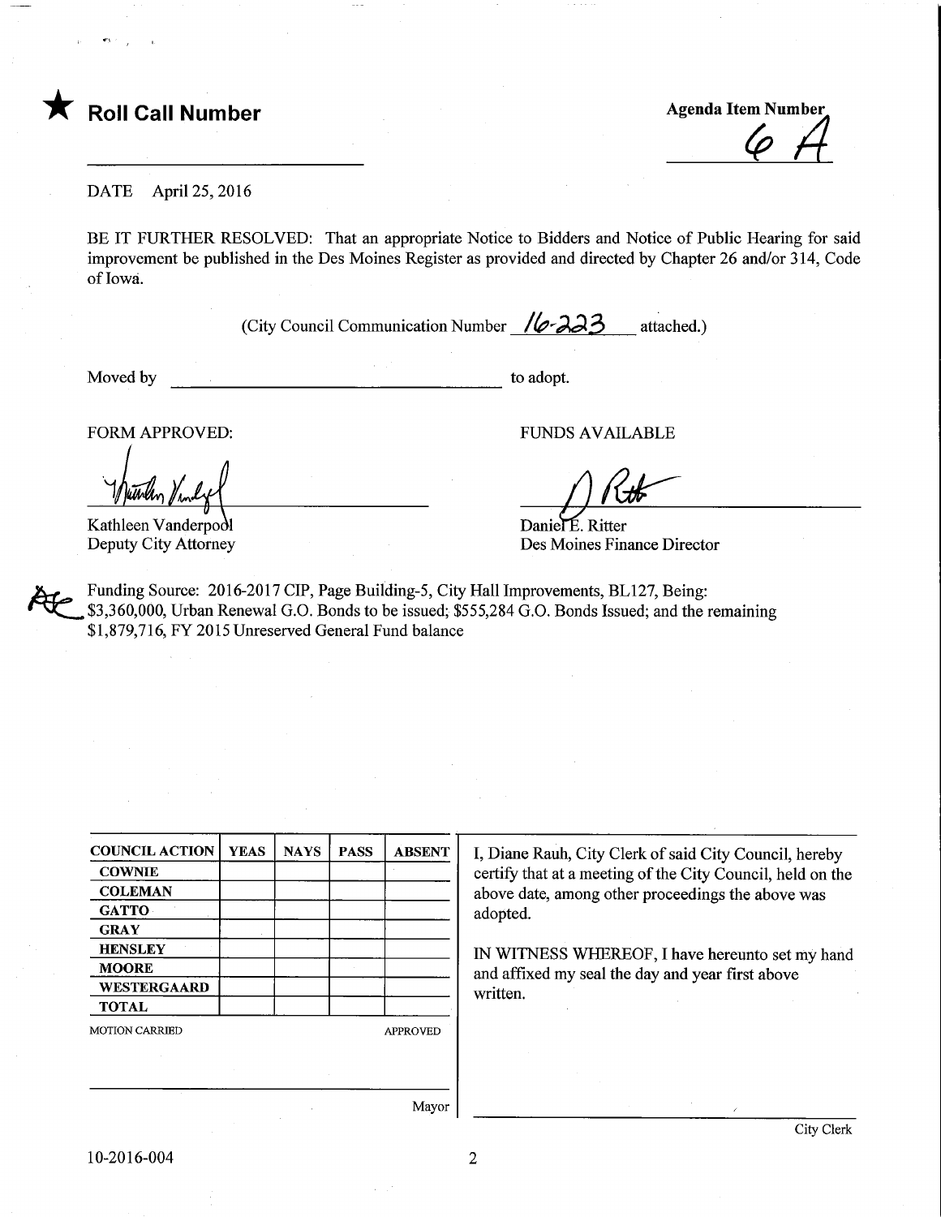★ **Roll Call Number**

Agenda Item Number

6 A

DATE April 25, 2016

BE IT FURTHER RESOLVED: That an appropriate Notice to Bidders and Notice of Public Hearing for said improvement be published in the Des Moines Register as provided and directed by Chapter 26 and/or 314, Code of Iowa.

(City Council Communication Number 16-223 attached.)

Moved by ______________________ to adopt.

FORM APPROVED:

Kathleen Vanderpool
Deputy City Attorney

FUNDS AVAILABLE

Daniel E. Ritter
Des Moines Finance Director

Funding Source: 2016-2017 CIP, Page Building-5, City Hall Improvements, BL127, Being: $3,360,000, Urban Renewal G.O. Bonds to be issued; $555,284 G.O. Bonds Issued; and the remaining $1,879,716, FY 2015 Unreserved General Fund balance

| COUNCIL ACTION | YEAS | NAYS | PASS | ABSENT |
|---|---|---|---|---|
| COWNIE | | | | |
| COLEMAN | | | | |
| GATTO | | | | |
| GRAY | | | | |
| HENSLEY | | | | |
| MOORE | | | | |
| WESTERGAARD | | | | |
| TOTAL | | | | |

MOTION CARRIED APPROVED

Mayor

I, Diane Rauh, City Clerk of said City Council, hereby certify that at a meeting of the City Council, held on the above date, among other proceedings the above was adopted.

IN WITNESS WHEREOF, I have hereunto set my hand and affixed my seal the day and year first above written.

City Clerk

10-2016-004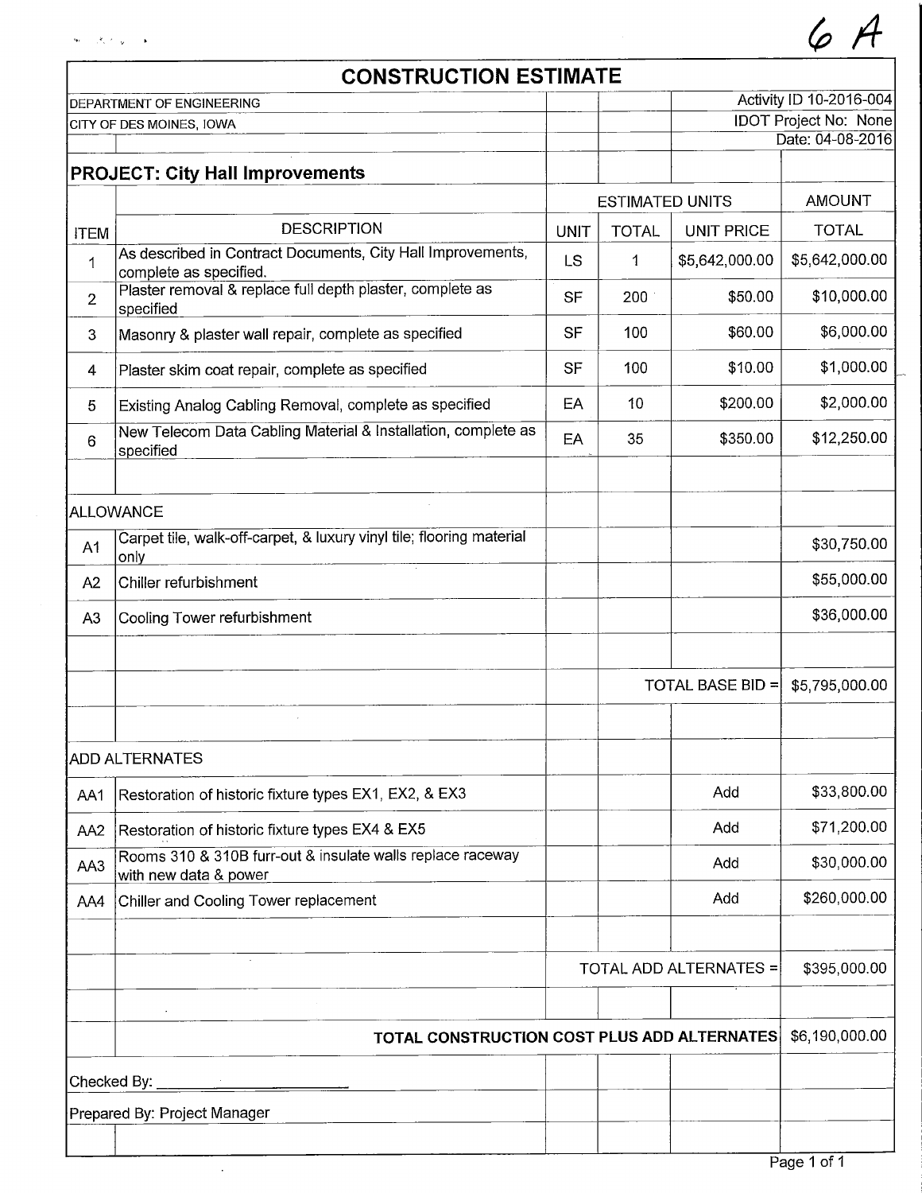6 A

# CONSTRUCTION ESTIMATE

| | | | | | |
|---|---|---|---|---|---|
| DEPARTMENT OF ENGINEERING | | | | Activity ID 10-2016-004 | |
| CITY OF DES MOINES, IOWA | | | | IDOT Project No: None | |
| | | | | Date: 04-08-2016 | |
| **PROJECT: City Hall Improvements** | | | | | |
| | | ESTIMATED UNITS | | | AMOUNT |
| ITEM | DESCRIPTION | UNIT | TOTAL | UNIT PRICE | TOTAL |
| 1 | As described in Contract Documents, City Hall Improvements, complete as specified. | LS | 1 | $5,642,000.00 | $5,642,000.00 |
| 2 | Plaster removal & replace full depth plaster, complete as specified | SF | 200 | $50.00 | $10,000.00 |
| 3 | Masonry & plaster wall repair, complete as specified | SF | 100 | $60.00 | $6,000.00 |
| 4 | Plaster skim coat repair, complete as specified | SF | 100 | $10.00 | $1,000.00 |
| 5 | Existing Analog Cabling Removal, complete as specified | EA | 10 | $200.00 | $2,000.00 |
| 6 | New Telecom Data Cabling Material & Installation, complete as specified | EA | 35 | $350.00 | $12,250.00 |
| | | | | | |
| ALLOWANCE | | | | | |
| A1 | Carpet tile, walk-off-carpet, & luxury vinyl tile; flooring material only | | | | $30,750.00 |
| A2 | Chiller refurbishment | | | | $55,000.00 |
| A3 | Cooling Tower refurbishment | | | | $36,000.00 |
| | | | | | |
| | | | | TOTAL BASE BID = | $5,795,000.00 |
| | | | | | |
| ADD ALTERNATES | | | | | |
| AA1 | Restoration of historic fixture types EX1, EX2, & EX3 | | | Add | $33,800.00 |
| AA2 | Restoration of historic fixture types EX4 & EX5 | | | Add | $71,200.00 |
| AA3 | Rooms 310 & 310B furr-out & insulate walls replace raceway with new data & power | | | Add | $30,000.00 |
| AA4 | Chiller and Cooling Tower replacement | | | Add | $260,000.00 |
| | | | | | |
| | | | | TOTAL ADD ALTERNATES = | $395,000.00 |
| | | | | | |
| | **TOTAL CONSTRUCTION COST PLUS ADD ALTERNATES** | | | | $6,190,000.00 |

Checked By: ____________________

Prepared By: Project Manager